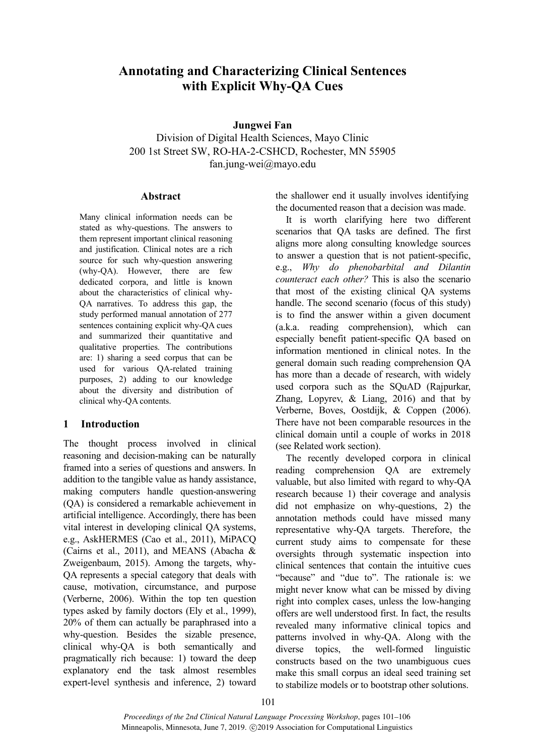# Annotating and Characterizing Clinical Sentences with Explicit Why-QA Cues

**Jungwei Fan**

Division of Digital Health Sciences, Mayo Clinic
200 1st Street SW, RO-HA-2-CSHCD, Rochester, MN 55905
fan.jung-wei@mayo.edu

## Abstract

Many clinical information needs can be stated as why-questions. The answers to them represent important clinical reasoning and justification. Clinical notes are a rich source for such why-question answering (why-QA). However, there are few dedicated corpora, and little is known about the characteristics of clinical why-QA narratives. To address this gap, the study performed manual annotation of 277 sentences containing explicit why-QA cues and summarized their quantitative and qualitative properties. The contributions are: 1) sharing a seed corpus that can be used for various QA-related training purposes, 2) adding to our knowledge about the diversity and distribution of clinical why-QA contents.

## 1 Introduction

The thought process involved in clinical reasoning and decision-making can be naturally framed into a series of questions and answers. In addition to the tangible value as handy assistance, making computers handle question-answering (QA) is considered a remarkable achievement in artificial intelligence. Accordingly, there has been vital interest in developing clinical QA systems, e.g., AskHERMES (Cao et al., 2011), MiPACQ (Cairns et al., 2011), and MEANS (Abacha & Zweigenbaum, 2015). Among the targets, why-QA represents a special category that deals with cause, motivation, circumstance, and purpose (Verberne, 2006). Within the top ten question types asked by family doctors (Ely et al., 1999), 20% of them can actually be paraphrased into a why-question. Besides the sizable presence, clinical why-QA is both semantically and pragmatically rich because: 1) toward the deep explanatory end the task almost resembles expert-level synthesis and inference, 2) toward the shallower end it usually involves identifying the documented reason that a decision was made.

It is worth clarifying here two different scenarios that QA tasks are defined. The first aligns more along consulting knowledge sources to answer a question that is not patient-specific, e.g., *Why do phenobarbital and Dilantin counteract each other?* This is also the scenario that most of the existing clinical QA systems handle. The second scenario (focus of this study) is to find the answer within a given document (a.k.a. reading comprehension), which can especially benefit patient-specific QA based on information mentioned in clinical notes. In the general domain such reading comprehension QA has more than a decade of research, with widely used corpora such as the SQuAD (Rajpurkar, Zhang, Lopyrev, & Liang, 2016) and that by Verberne, Boves, Oostdijk, & Coppen (2006). There have not been comparable resources in the clinical domain until a couple of works in 2018 (see Related work section).

The recently developed corpora in clinical reading comprehension QA are extremely valuable, but also limited with regard to why-QA research because 1) their coverage and analysis did not emphasize on why-questions, 2) the annotation methods could have missed many representative why-QA targets. Therefore, the current study aims to compensate for these oversights through systematic inspection into clinical sentences that contain the intuitive cues "because" and "due to". The rationale is: we might never know what can be missed by diving right into complex cases, unless the low-hanging offers are well understood first. In fact, the results revealed many informative clinical topics and patterns involved in why-QA. Along with the diverse topics, the well-formed linguistic constructs based on the two unambiguous cues make this small corpus an ideal seed training set to stabilize models or to bootstrap other solutions.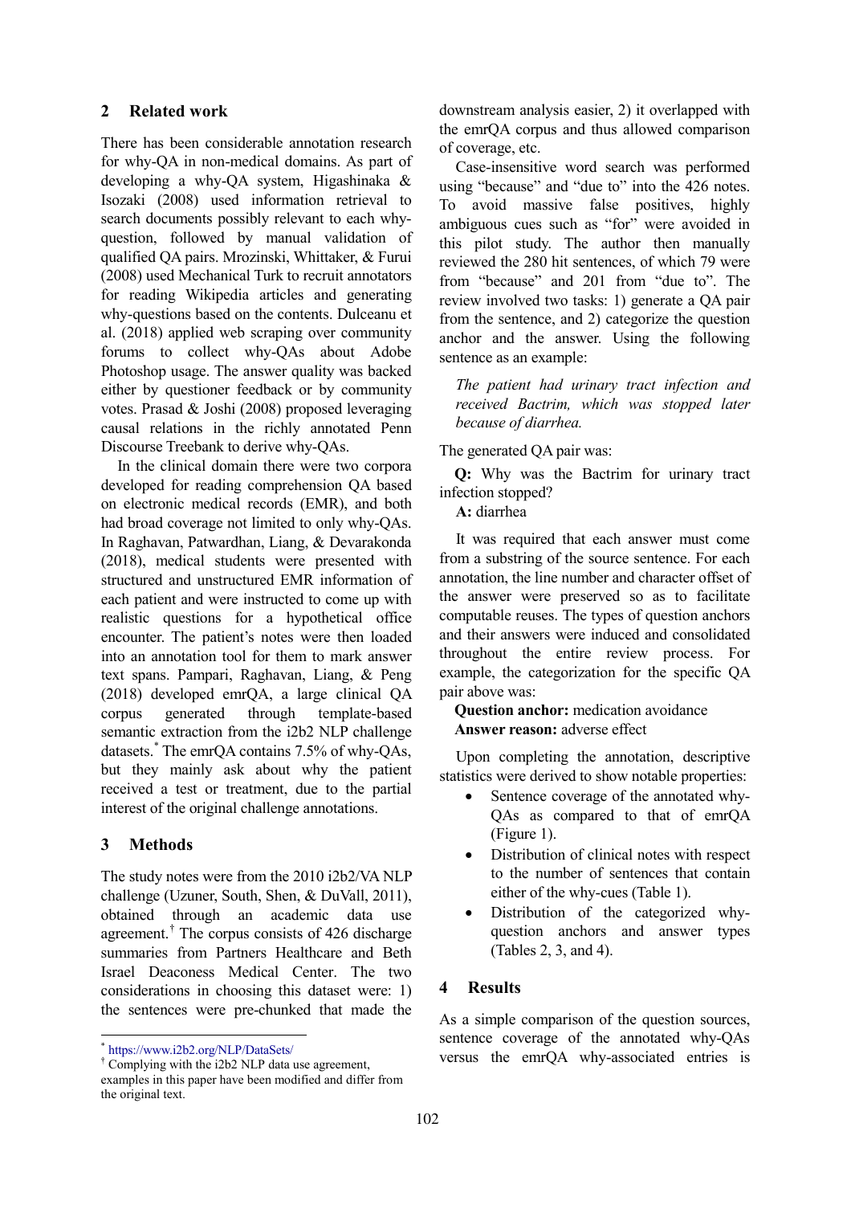## 2 Related work

There has been considerable annotation research for why-QA in non-medical domains. As part of developing a why-QA system, Higashinaka & Isozaki (2008) used information retrieval to search documents possibly relevant to each why-question, followed by manual validation of qualified QA pairs. Mrozinski, Whittaker, & Furui (2008) used Mechanical Turk to recruit annotators for reading Wikipedia articles and generating why-questions based on the contents. Dulceanu et al. (2018) applied web scraping over community forums to collect why-QAs about Adobe Photoshop usage. The answer quality was backed either by questioner feedback or by community votes. Prasad & Joshi (2008) proposed leveraging causal relations in the richly annotated Penn Discourse Treebank to derive why-QAs.

In the clinical domain there were two corpora developed for reading comprehension QA based on electronic medical records (EMR), and both had broad coverage not limited to only why-QAs. In Raghavan, Patwardhan, Liang, & Devarakonda (2018), medical students were presented with structured and unstructured EMR information of each patient and were instructed to come up with realistic questions for a hypothetical office encounter. The patient's notes were then loaded into an annotation tool for them to mark answer text spans. Pampari, Raghavan, Liang, & Peng (2018) developed emrQA, a large clinical QA corpus generated through template-based semantic extraction from the i2b2 NLP challenge datasets.[*] The emrQA contains 7.5% of why-QAs, but they mainly ask about why the patient received a test or treatment, due to the partial interest of the original challenge annotations.

## 3 Methods

The study notes were from the 2010 i2b2/VA NLP challenge (Uzuner, South, Shen, & DuVall, 2011), obtained through an academic data use agreement.[†] The corpus consists of 426 discharge summaries from Partners Healthcare and Beth Israel Deaconess Medical Center. The two considerations in choosing this dataset were: 1) the sentences were pre-chunked that made the downstream analysis easier, 2) it overlapped with the emrQA corpus and thus allowed comparison of coverage, etc.

Case-insensitive word search was performed using "because" and "due to" into the 426 notes. To avoid massive false positives, highly ambiguous cues such as "for" were avoided in this pilot study. The author then manually reviewed the 280 hit sentences, of which 79 were from "because" and 201 from "due to". The review involved two tasks: 1) generate a QA pair from the sentence, and 2) categorize the question anchor and the answer. Using the following sentence as an example:

> *The patient had urinary tract infection and received Bactrim, which was stopped later because of diarrhea.*

The generated QA pair was:

**Q:** Why was the Bactrim for urinary tract infection stopped?
**A:** diarrhea

It was required that each answer must come from a substring of the source sentence. For each annotation, the line number and character offset of the answer were preserved so as to facilitate computable reuses. The types of question anchors and their answers were induced and consolidated throughout the entire review process. For example, the categorization for the specific QA pair above was:

**Question anchor:** medication avoidance
**Answer reason:** adverse effect

Upon completing the annotation, descriptive statistics were derived to show notable properties:

- Sentence coverage of the annotated why-QAs as compared to that of emrQA (Figure 1).
- Distribution of clinical notes with respect to the number of sentences that contain either of the why-cues (Table 1).
- Distribution of the categorized why-question anchors and answer types (Tables 2, 3, and 4).

## 4 Results

As a simple comparison of the question sources, sentence coverage of the annotated why-QAs versus the emrQA why-associated entries is

---

[*] https://www.i2b2.org/NLP/DataSets/

[†] Complying with the i2b2 NLP data use agreement, examples in this paper have been modified and differ from the original text.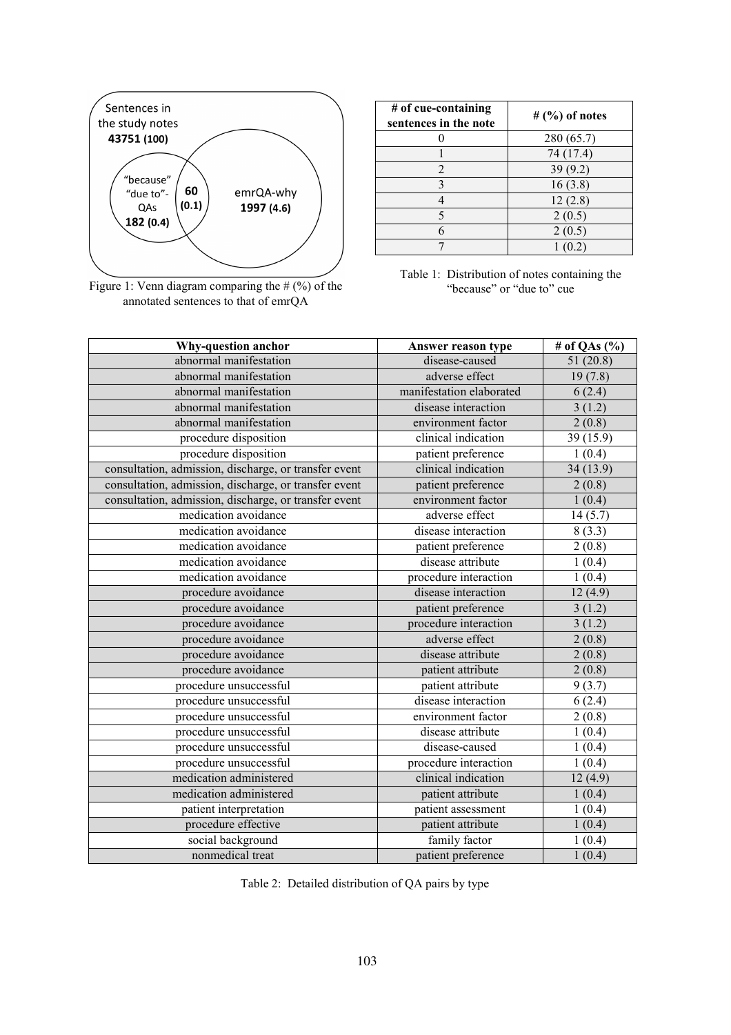Sentences in the study notes **43751 (100)**

"because" "due to"-QAs **182 (0.4)**

**60 (0.1)**

emrQA-why **1997 (4.6)**

Figure 1: Venn diagram comparing the # (%) of the annotated sentences to that of emrQA

| # of cue-containing sentences in the note | # (%) of notes |
|---|---|
| 0 | 280 (65.7) |
| 1 | 74 (17.4) |
| 2 | 39 (9.2) |
| 3 | 16 (3.8) |
| 4 | 12 (2.8) |
| 5 | 2 (0.5) |
| 6 | 2 (0.5) |
| 7 | 1 (0.2) |

Table 1: Distribution of notes containing the "because" or "due to" cue

| Why-question anchor | Answer reason type | # of QAs (%) |
|---|---|---|
| abnormal manifestation | disease-caused | 51 (20.8) |
| abnormal manifestation | adverse effect | 19 (7.8) |
| abnormal manifestation | manifestation elaborated | 6 (2.4) |
| abnormal manifestation | disease interaction | 3 (1.2) |
| abnormal manifestation | environment factor | 2 (0.8) |
| procedure disposition | clinical indication | 39 (15.9) |
| procedure disposition | patient preference | 1 (0.4) |
| consultation, admission, discharge, or transfer event | clinical indication | 34 (13.9) |
| consultation, admission, discharge, or transfer event | patient preference | 2 (0.8) |
| consultation, admission, discharge, or transfer event | environment factor | 1 (0.4) |
| medication avoidance | adverse effect | 14 (5.7) |
| medication avoidance | disease interaction | 8 (3.3) |
| medication avoidance | patient preference | 2 (0.8) |
| medication avoidance | disease attribute | 1 (0.4) |
| medication avoidance | procedure interaction | 1 (0.4) |
| procedure avoidance | disease interaction | 12 (4.9) |
| procedure avoidance | patient preference | 3 (1.2) |
| procedure avoidance | procedure interaction | 3 (1.2) |
| procedure avoidance | adverse effect | 2 (0.8) |
| procedure avoidance | disease attribute | 2 (0.8) |
| procedure avoidance | patient attribute | 2 (0.8) |
| procedure unsuccessful | patient attribute | 9 (3.7) |
| procedure unsuccessful | disease interaction | 6 (2.4) |
| procedure unsuccessful | environment factor | 2 (0.8) |
| procedure unsuccessful | disease attribute | 1 (0.4) |
| procedure unsuccessful | disease-caused | 1 (0.4) |
| procedure unsuccessful | procedure interaction | 1 (0.4) |
| medication administered | clinical indication | 12 (4.9) |
| medication administered | patient attribute | 1 (0.4) |
| patient interpretation | patient assessment | 1 (0.4) |
| procedure effective | patient attribute | 1 (0.4) |
| social background | family factor | 1 (0.4) |
| nonmedical treat | patient preference | 1 (0.4) |

Table 2: Detailed distribution of QA pairs by type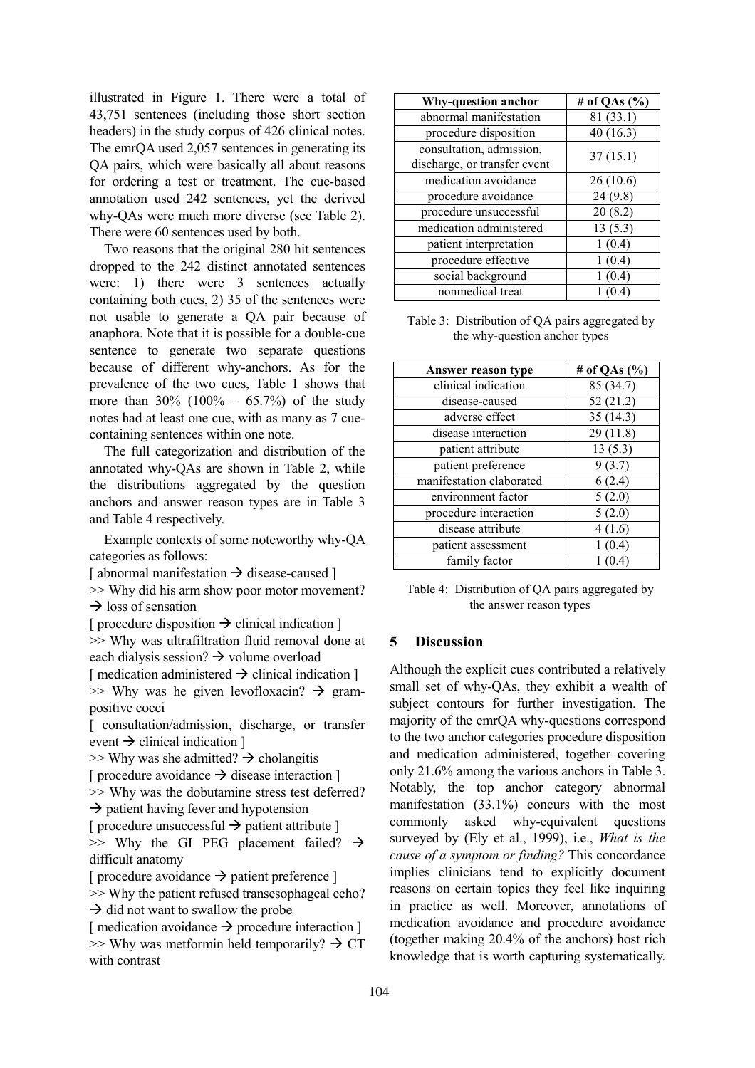illustrated in Figure 1. There were a total of 43,751 sentences (including those short section headers) in the study corpus of 426 clinical notes. The emrQA used 2,057 sentences in generating its QA pairs, which were basically all about reasons for ordering a test or treatment. The cue-based annotation used 242 sentences, yet the derived why-QAs were much more diverse (see Table 2). There were 60 sentences used by both.

Two reasons that the original 280 hit sentences dropped to the 242 distinct annotated sentences were: 1) there were 3 sentences actually containing both cues, 2) 35 of the sentences were not usable to generate a QA pair because of anaphora. Note that it is possible for a double-cue sentence to generate two separate questions because of different why-anchors. As for the prevalence of the two cues, Table 1 shows that more than 30% (100% – 65.7%) of the study notes had at least one cue, with as many as 7 cue-containing sentences within one note.

The full categorization and distribution of the annotated why-QAs are shown in Table 2, while the distributions aggregated by the question anchors and answer reason types are in Table 3 and Table 4 respectively.

Example contexts of some noteworthy why-QA categories as follows:

[ abnormal manifestation → disease-caused ]
>> Why did his arm show poor motor movement? → loss of sensation

[ procedure disposition → clinical indication ]
>> Why was ultrafiltration fluid removal done at each dialysis session? → volume overload

[ medication administered → clinical indication ]
>> Why was he given levofloxacin? → gram-positive cocci

[ consultation/admission, discharge, or transfer event → clinical indication ]
>> Why was she admitted? → cholangitis

[ procedure avoidance → disease interaction ]
>> Why was the dobutamine stress test deferred? → patient having fever and hypotension

[ procedure unsuccessful → patient attribute ]
>> Why the GI PEG placement failed? → difficult anatomy

[ procedure avoidance → patient preference ]
>> Why the patient refused transesophageal echo? → did not want to swallow the probe

[ medication avoidance → procedure interaction ]
>> Why was metformin held temporarily? → CT with contrast

| Why-question anchor | # of QAs (%) |
|---|---|
| abnormal manifestation | 81 (33.1) |
| procedure disposition | 40 (16.3) |
| consultation, admission, discharge, or transfer event | 37 (15.1) |
| medication avoidance | 26 (10.6) |
| procedure avoidance | 24 (9.8) |
| procedure unsuccessful | 20 (8.2) |
| medication administered | 13 (5.3) |
| patient interpretation | 1 (0.4) |
| procedure effective | 1 (0.4) |
| social background | 1 (0.4) |
| nonmedical treat | 1 (0.4) |

Table 3: Distribution of QA pairs aggregated by the why-question anchor types

| Answer reason type | # of QAs (%) |
|---|---|
| clinical indication | 85 (34.7) |
| disease-caused | 52 (21.2) |
| adverse effect | 35 (14.3) |
| disease interaction | 29 (11.8) |
| patient attribute | 13 (5.3) |
| patient preference | 9 (3.7) |
| manifestation elaborated | 6 (2.4) |
| environment factor | 5 (2.0) |
| procedure interaction | 5 (2.0) |
| disease attribute | 4 (1.6) |
| patient assessment | 1 (0.4) |
| family factor | 1 (0.4) |

Table 4: Distribution of QA pairs aggregated by the answer reason types

## 5 Discussion

Although the explicit cues contributed a relatively small set of why-QAs, they exhibit a wealth of subject contours for further investigation. The majority of the emrQA why-questions correspond to the two anchor categories procedure disposition and medication administered, together covering only 21.6% among the various anchors in Table 3. Notably, the top anchor category abnormal manifestation (33.1%) concurs with the most commonly asked why-equivalent questions surveyed by (Ely et al., 1999), i.e., *What is the cause of a symptom or finding?* This concordance implies clinicians tend to explicitly document reasons on certain topics they feel like inquiring in practice as well. Moreover, annotations of medication avoidance and procedure avoidance (together making 20.4% of the anchors) host rich knowledge that is worth capturing systematically.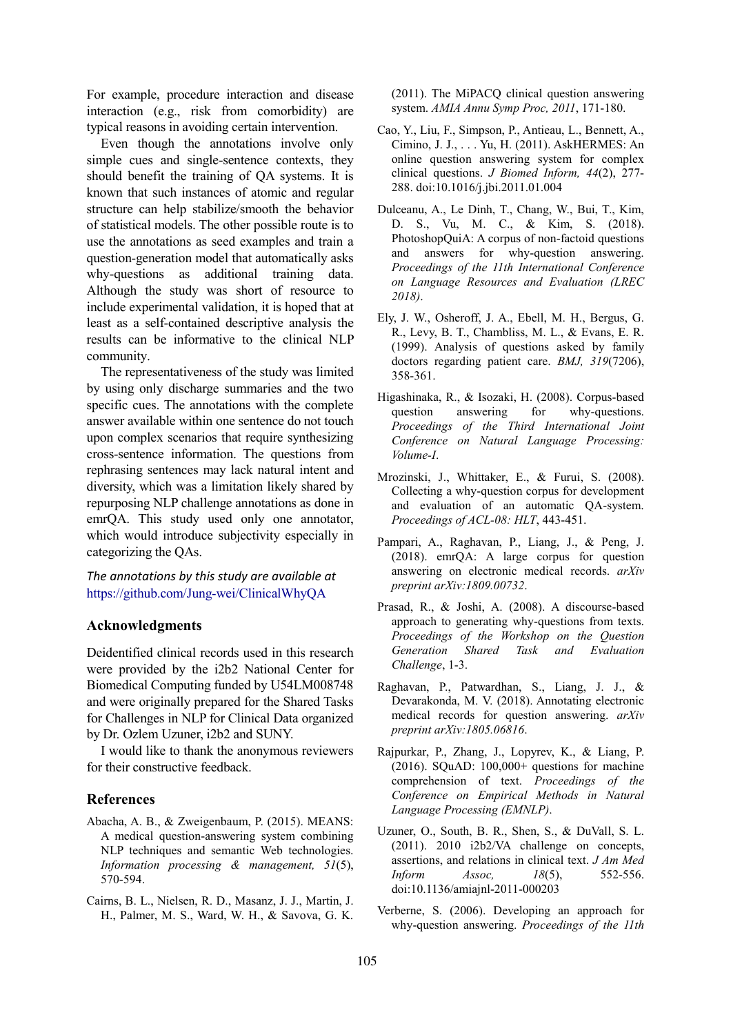For example, procedure interaction and disease interaction (e.g., risk from comorbidity) are typical reasons in avoiding certain intervention.

Even though the annotations involve only simple cues and single-sentence contexts, they should benefit the training of QA systems. It is known that such instances of atomic and regular structure can help stabilize/smooth the behavior of statistical models. The other possible route is to use the annotations as seed examples and train a question-generation model that automatically asks why-questions as additional training data. Although the study was short of resource to include experimental validation, it is hoped that at least as a self-contained descriptive analysis the results can be informative to the clinical NLP community.

The representativeness of the study was limited by using only discharge summaries and the two specific cues. The annotations with the complete answer available within one sentence do not touch upon complex scenarios that require synthesizing cross-sentence information. The questions from rephrasing sentences may lack natural intent and diversity, which was a limitation likely shared by repurposing NLP challenge annotations as done in emrQA. This study used only one annotator, which would introduce subjectivity especially in categorizing the QAs.

*The annotations by this study are available at* https://github.com/Jung-wei/ClinicalWhyQA

## Acknowledgments

Deidentified clinical records used in this research were provided by the i2b2 National Center for Biomedical Computing funded by U54LM008748 and were originally prepared for the Shared Tasks for Challenges in NLP for Clinical Data organized by Dr. Ozlem Uzuner, i2b2 and SUNY.

I would like to thank the anonymous reviewers for their constructive feedback.

## References

Abacha, A. B., & Zweigenbaum, P. (2015). MEANS: A medical question-answering system combining NLP techniques and semantic Web technologies. *Information processing & management, 51*(5), 570-594.

Cairns, B. L., Nielsen, R. D., Masanz, J. J., Martin, J. H., Palmer, M. S., Ward, W. H., & Savova, G. K. (2011). The MiPACQ clinical question answering system. *AMIA Annu Symp Proc, 2011*, 171-180.

Cao, Y., Liu, F., Simpson, P., Antieau, L., Bennett, A., Cimino, J. J., . . . Yu, H. (2011). AskHERMES: An online question answering system for complex clinical questions. *J Biomed Inform, 44*(2), 277-288. doi:10.1016/j.jbi.2011.01.004

Dulceanu, A., Le Dinh, T., Chang, W., Bui, T., Kim, D. S., Vu, M. C., & Kim, S. (2018). PhotoshopQuiA: A corpus of non-factoid questions and answers for why-question answering. *Proceedings of the 11th International Conference on Language Resources and Evaluation (LREC 2018)*.

Ely, J. W., Osheroff, J. A., Ebell, M. H., Bergus, G. R., Levy, B. T., Chambliss, M. L., & Evans, E. R. (1999). Analysis of questions asked by family doctors regarding patient care. *BMJ, 319*(7206), 358-361.

Higashinaka, R., & Isozaki, H. (2008). Corpus-based question answering for why-questions. *Proceedings of the Third International Joint Conference on Natural Language Processing: Volume-I*.

Mrozinski, J., Whittaker, E., & Furui, S. (2008). Collecting a why-question corpus for development and evaluation of an automatic QA-system. *Proceedings of ACL-08: HLT*, 443-451.

Pampari, A., Raghavan, P., Liang, J., & Peng, J. (2018). emrQA: A large corpus for question answering on electronic medical records. *arXiv preprint arXiv:1809.00732*.

Prasad, R., & Joshi, A. (2008). A discourse-based approach to generating why-questions from texts. *Proceedings of the Workshop on the Question Generation Shared Task and Evaluation Challenge*, 1-3.

Raghavan, P., Patwardhan, S., Liang, J. J., & Devarakonda, M. V. (2018). Annotating electronic medical records for question answering. *arXiv preprint arXiv:1805.06816*.

Rajpurkar, P., Zhang, J., Lopyrev, K., & Liang, P. (2016). SQuAD: 100,000+ questions for machine comprehension of text. *Proceedings of the Conference on Empirical Methods in Natural Language Processing (EMNLP)*.

Uzuner, O., South, B. R., Shen, S., & DuVall, S. L. (2011). 2010 i2b2/VA challenge on concepts, assertions, and relations in clinical text. *J Am Med Inform Assoc, 18*(5), 552-556. doi:10.1136/amiajnl-2011-000203

Verberne, S. (2006). Developing an approach for why-question answering. *Proceedings of the 11th*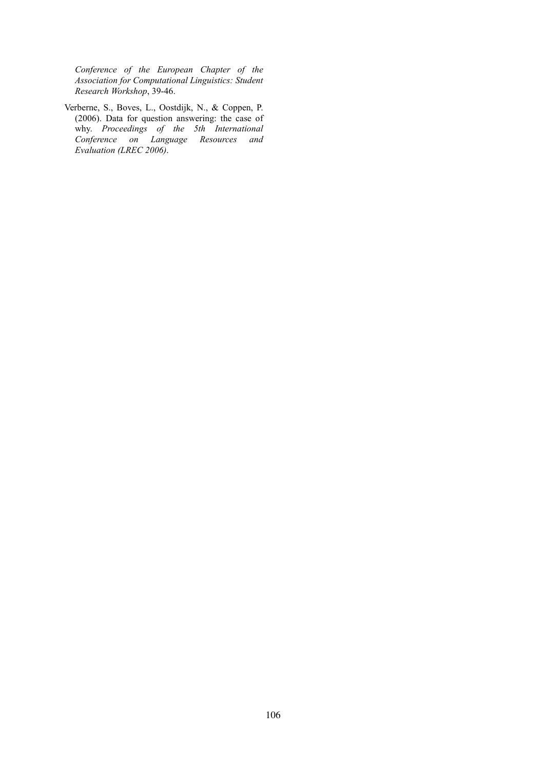*Conference of the European Chapter of the Association for Computational Linguistics: Student Research Workshop*, 39-46.

Verberne, S., Boves, L., Oostdijk, N., & Coppen, P. (2006). Data for question answering: the case of why. *Proceedings of the 5th International Conference on Language Resources and Evaluation (LREC 2006)*.